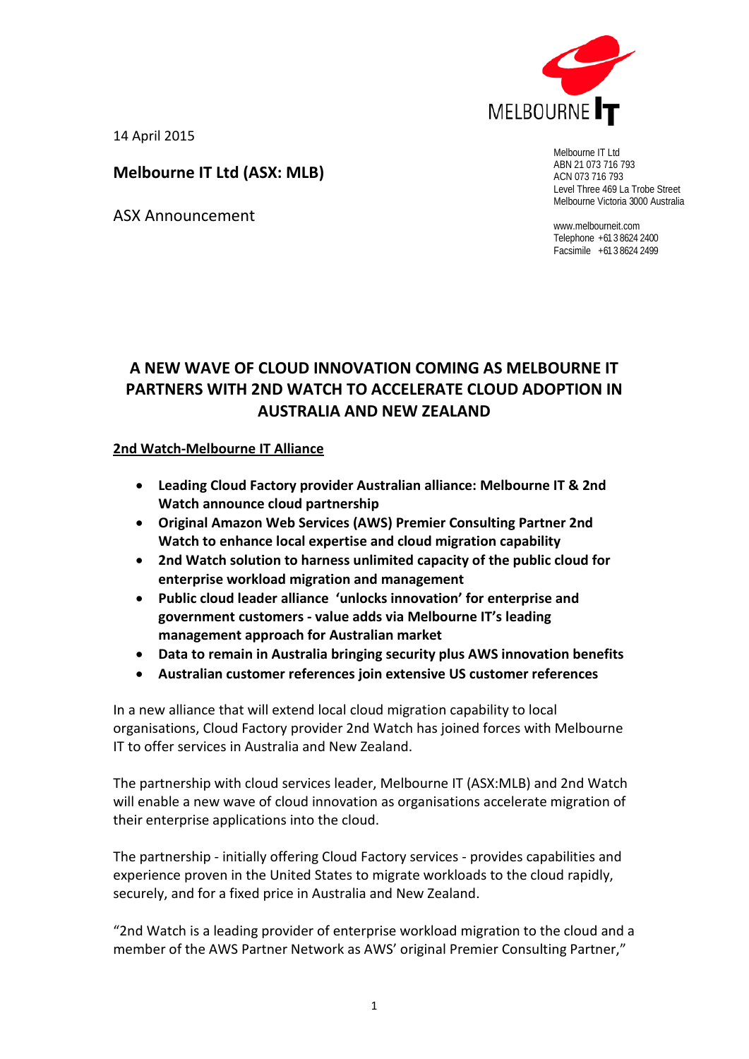14 April 2015

**Melbourne IT Ltd (ASX: MLB)**

ASX Announcement

Melbourne IT Ltd
ABN 21 073 716 793
ACN 073 716 793
Level Three 469 La Trobe Street
Melbourne Victoria 3000 Australia

www.melbourneit.com
Telephone +61 3 8624 2400
Facsimile +61 3 8624 2499

# A NEW WAVE OF CLOUD INNOVATION COMING AS MELBOURNE IT PARTNERS WITH 2ND WATCH TO ACCELERATE CLOUD ADOPTION IN AUSTRALIA AND NEW ZEALAND

**2nd Watch-Melbourne IT Alliance**

- **Leading Cloud Factory provider Australian alliance: Melbourne IT & 2nd Watch announce cloud partnership**
- **Original Amazon Web Services (AWS) Premier Consulting Partner 2nd Watch to enhance local expertise and cloud migration capability**
- **2nd Watch solution to harness unlimited capacity of the public cloud for enterprise workload migration and management**
- **Public cloud leader alliance 'unlocks innovation' for enterprise and government customers - value adds via Melbourne IT's leading management approach for Australian market**
- **Data to remain in Australia bringing security plus AWS innovation benefits**
- **Australian customer references join extensive US customer references**

In a new alliance that will extend local cloud migration capability to local organisations, Cloud Factory provider 2nd Watch has joined forces with Melbourne IT to offer services in Australia and New Zealand.

The partnership with cloud services leader, Melbourne IT (ASX:MLB) and 2nd Watch will enable a new wave of cloud innovation as organisations accelerate migration of their enterprise applications into the cloud.

The partnership - initially offering Cloud Factory services - provides capabilities and experience proven in the United States to migrate workloads to the cloud rapidly, securely, and for a fixed price in Australia and New Zealand.

"2nd Watch is a leading provider of enterprise workload migration to the cloud and a member of the AWS Partner Network as AWS' original Premier Consulting Partner,"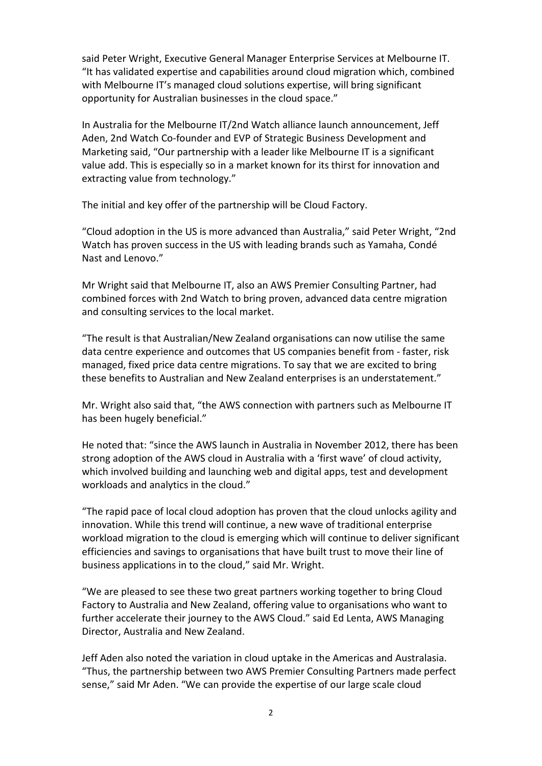said Peter Wright, Executive General Manager Enterprise Services at Melbourne IT. “It has validated expertise and capabilities around cloud migration which, combined with Melbourne IT’s managed cloud solutions expertise, will bring significant opportunity for Australian businesses in the cloud space.”

In Australia for the Melbourne IT/2nd Watch alliance launch announcement, Jeff Aden, 2nd Watch Co-founder and EVP of Strategic Business Development and Marketing said, “Our partnership with a leader like Melbourne IT is a significant value add. This is especially so in a market known for its thirst for innovation and extracting value from technology.”

The initial and key offer of the partnership will be Cloud Factory.

“Cloud adoption in the US is more advanced than Australia,” said Peter Wright, “2nd Watch has proven success in the US with leading brands such as Yamaha, Condé Nast and Lenovo.”

Mr Wright said that Melbourne IT, also an AWS Premier Consulting Partner, had combined forces with 2nd Watch to bring proven, advanced data centre migration and consulting services to the local market.

“The result is that Australian/New Zealand organisations can now utilise the same data centre experience and outcomes that US companies benefit from - faster, risk managed, fixed price data centre migrations. To say that we are excited to bring these benefits to Australian and New Zealand enterprises is an understatement.”

Mr. Wright also said that, “the AWS connection with partners such as Melbourne IT has been hugely beneficial.”

He noted that: “since the AWS launch in Australia in November 2012, there has been strong adoption of the AWS cloud in Australia with a ‘first wave’ of cloud activity, which involved building and launching web and digital apps, test and development workloads and analytics in the cloud.”

“The rapid pace of local cloud adoption has proven that the cloud unlocks agility and innovation. While this trend will continue, a new wave of traditional enterprise workload migration to the cloud is emerging which will continue to deliver significant efficiencies and savings to organisations that have built trust to move their line of business applications in to the cloud,” said Mr. Wright.

“We are pleased to see these two great partners working together to bring Cloud Factory to Australia and New Zealand, offering value to organisations who want to further accelerate their journey to the AWS Cloud.” said Ed Lenta, AWS Managing Director, Australia and New Zealand.

Jeff Aden also noted the variation in cloud uptake in the Americas and Australasia. “Thus, the partnership between two AWS Premier Consulting Partners made perfect sense,” said Mr Aden. “We can provide the expertise of our large scale cloud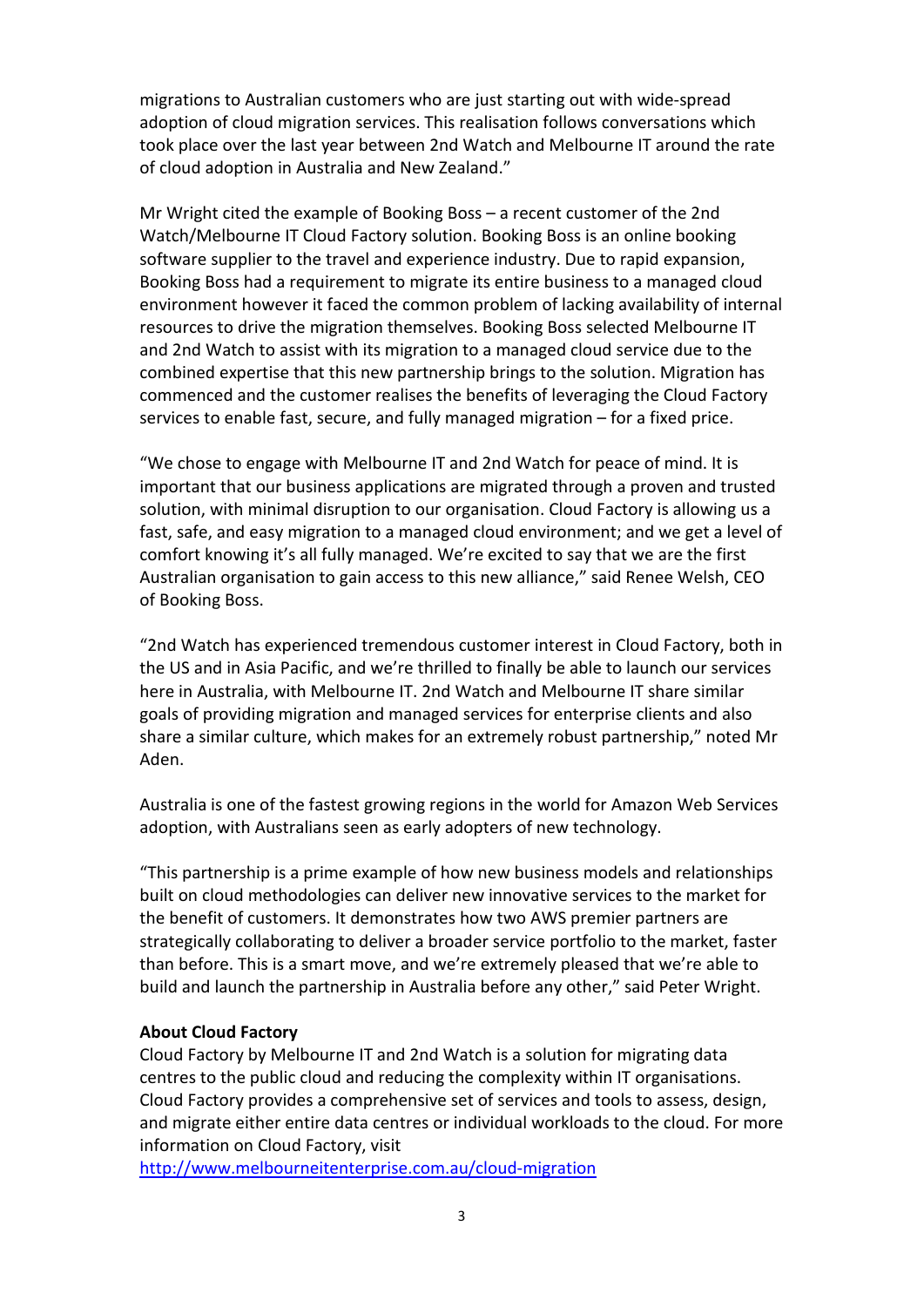migrations to Australian customers who are just starting out with wide-spread adoption of cloud migration services. This realisation follows conversations which took place over the last year between 2nd Watch and Melbourne IT around the rate of cloud adoption in Australia and New Zealand."

Mr Wright cited the example of Booking Boss – a recent customer of the 2nd Watch/Melbourne IT Cloud Factory solution. Booking Boss is an online booking software supplier to the travel and experience industry. Due to rapid expansion, Booking Boss had a requirement to migrate its entire business to a managed cloud environment however it faced the common problem of lacking availability of internal resources to drive the migration themselves. Booking Boss selected Melbourne IT and 2nd Watch to assist with its migration to a managed cloud service due to the combined expertise that this new partnership brings to the solution. Migration has commenced and the customer realises the benefits of leveraging the Cloud Factory services to enable fast, secure, and fully managed migration – for a fixed price.

"We chose to engage with Melbourne IT and 2nd Watch for peace of mind. It is important that our business applications are migrated through a proven and trusted solution, with minimal disruption to our organisation. Cloud Factory is allowing us a fast, safe, and easy migration to a managed cloud environment; and we get a level of comfort knowing it's all fully managed. We're excited to say that we are the first Australian organisation to gain access to this new alliance," said Renee Welsh, CEO of Booking Boss.

"2nd Watch has experienced tremendous customer interest in Cloud Factory, both in the US and in Asia Pacific, and we're thrilled to finally be able to launch our services here in Australia, with Melbourne IT. 2nd Watch and Melbourne IT share similar goals of providing migration and managed services for enterprise clients and also share a similar culture, which makes for an extremely robust partnership," noted Mr Aden.

Australia is one of the fastest growing regions in the world for Amazon Web Services adoption, with Australians seen as early adopters of new technology.

"This partnership is a prime example of how new business models and relationships built on cloud methodologies can deliver new innovative services to the market for the benefit of customers. It demonstrates how two AWS premier partners are strategically collaborating to deliver a broader service portfolio to the market, faster than before. This is a smart move, and we're extremely pleased that we're able to build and launch the partnership in Australia before any other," said Peter Wright.

**About Cloud Factory**

Cloud Factory by Melbourne IT and 2nd Watch is a solution for migrating data centres to the public cloud and reducing the complexity within IT organisations. Cloud Factory provides a comprehensive set of services and tools to assess, design, and migrate either entire data centres or individual workloads to the cloud. For more information on Cloud Factory, visit
http://www.melbourneitenterprise.com.au/cloud-migration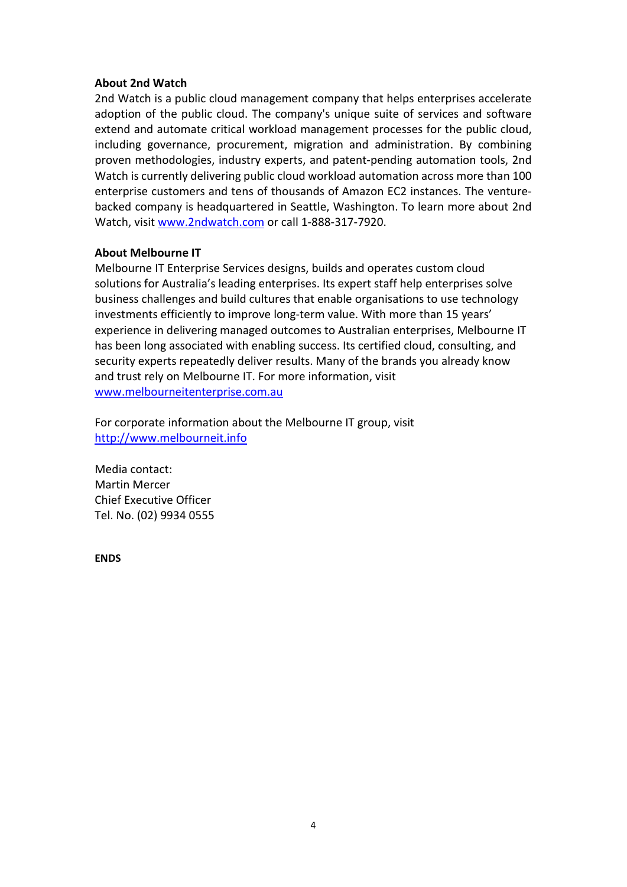**About 2nd Watch**

2nd Watch is a public cloud management company that helps enterprises accelerate adoption of the public cloud. The company's unique suite of services and software extend and automate critical workload management processes for the public cloud, including governance, procurement, migration and administration. By combining proven methodologies, industry experts, and patent-pending automation tools, 2nd Watch is currently delivering public cloud workload automation across more than 100 enterprise customers and tens of thousands of Amazon EC2 instances. The venture-backed company is headquartered in Seattle, Washington. To learn more about 2nd Watch, visit [www.2ndwatch.com](http://www.2ndwatch.com) or call 1-888-317-7920.

**About Melbourne IT**

Melbourne IT Enterprise Services designs, builds and operates custom cloud solutions for Australia's leading enterprises. Its expert staff help enterprises solve business challenges and build cultures that enable organisations to use technology investments efficiently to improve long-term value. With more than 15 years' experience in delivering managed outcomes to Australian enterprises, Melbourne IT has been long associated with enabling success. Its certified cloud, consulting, and security experts repeatedly deliver results. Many of the brands you already know and trust rely on Melbourne IT. For more information, visit [www.melbourneitenterprise.com.au](http://www.melbourneitenterprise.com.au)

For corporate information about the Melbourne IT group, visit [http://www.melbourneit.info](http://www.melbourneit.info)

Media contact:
Martin Mercer
Chief Executive Officer
Tel. No. (02) 9934 0555

**ENDS**